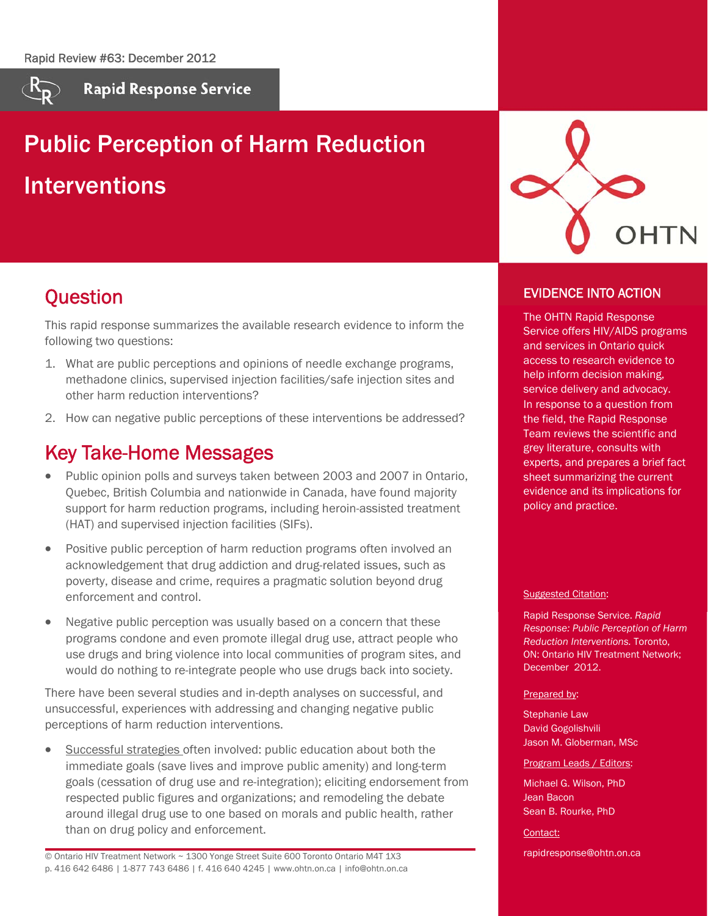Rapid Review #63: December 2012

Rapid Response Service

# Public Perception of Harm Reduction Interventions

## Question

This rapid response summarizes the available research evidence to inform the following two questions:

1. What are public perceptions and opinions of needle exchange programs, methadone clinics, supervised injection facilities/safe injection sites and other harm reduction interventions?
2. How can negative public perceptions of these interventions be addressed?

## Key Take-Home Messages

- Public opinion polls and surveys taken between 2003 and 2007 in Ontario, Quebec, British Columbia and nationwide in Canada, have found majority support for harm reduction programs, including heroin-assisted treatment (HAT) and supervised injection facilities (SIFs).
- Positive public perception of harm reduction programs often involved an acknowledgement that drug addiction and drug-related issues, such as poverty, disease and crime, requires a pragmatic solution beyond drug enforcement and control.
- Negative public perception was usually based on a concern that these programs condone and even promote illegal drug use, attract people who use drugs and bring violence into local communities of program sites, and would do nothing to re-integrate people who use drugs back into society.

There have been several studies and in-depth analyses on successful, and unsuccessful, experiences with addressing and changing negative public perceptions of harm reduction interventions.

- Successful strategies often involved: public education about both the immediate goals (save lives and improve public amenity) and long-term goals (cessation of drug use and re-integration); eliciting endorsement from respected public figures and organizations; and remodeling the debate around illegal drug use to one based on morals and public health, rather than on drug policy and enforcement.

© Ontario HIV Treatment Network ~ 1300 Yonge Street Suite 600 Toronto Ontario M4T 1X3
p. 416 642 6486 | 1-877 743 6486 | f. 416 640 4245 | www.ohtn.on.ca | info@ohtn.on.ca

OHTN

### EVIDENCE INTO ACTION

The OHTN Rapid Response Service offers HIV/AIDS programs and services in Ontario quick access to research evidence to help inform decision making, service delivery and advocacy. In response to a question from the field, the Rapid Response Team reviews the scientific and grey literature, consults with experts, and prepares a brief fact sheet summarizing the current evidence and its implications for policy and practice.

Suggested Citation:

Rapid Response Service. *Rapid Response: Public Perception of Harm Reduction Interventions.* Toronto, ON: Ontario HIV Treatment Network; December 2012.

Prepared by:

Stephanie Law
David Gogolishvili
Jason M. Globerman, MSc

Program Leads / Editors:

Michael G. Wilson, PhD
Jean Bacon
Sean B. Rourke, PhD

Contact:

rapidresponse@ohtn.on.ca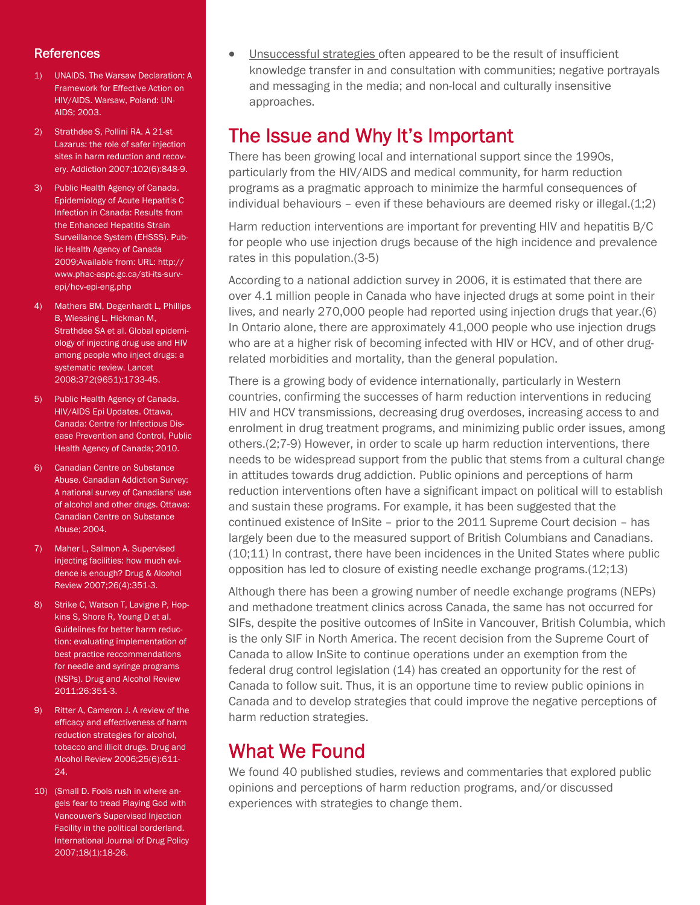- Unsuccessful strategies often appeared to be the result of insufficient knowledge transfer in and consultation with communities; negative portrayals and messaging in the media; and non-local and culturally insensitive approaches.

## The Issue and Why It's Important

There has been growing local and international support since the 1990s, particularly from the HIV/AIDS and medical community, for harm reduction programs as a pragmatic approach to minimize the harmful consequences of individual behaviours – even if these behaviours are deemed risky or illegal.(1;2)

Harm reduction interventions are important for preventing HIV and hepatitis B/C for people who use injection drugs because of the high incidence and prevalence rates in this population.(3-5)

According to a national addiction survey in 2006, it is estimated that there are over 4.1 million people in Canada who have injected drugs at some point in their lives, and nearly 270,000 people had reported using injection drugs that year.(6) In Ontario alone, there are approximately 41,000 people who use injection drugs who are at a higher risk of becoming infected with HIV or HCV, and of other drug-related morbidities and mortality, than the general population.

There is a growing body of evidence internationally, particularly in Western countries, confirming the successes of harm reduction interventions in reducing HIV and HCV transmissions, decreasing drug overdoses, increasing access to and enrolment in drug treatment programs, and minimizing public order issues, among others.(2;7-9) However, in order to scale up harm reduction interventions, there needs to be widespread support from the public that stems from a cultural change in attitudes towards drug addiction. Public opinions and perceptions of harm reduction interventions often have a significant impact on political will to establish and sustain these programs. For example, it has been suggested that the continued existence of InSite – prior to the 2011 Supreme Court decision – has largely been due to the measured support of British Columbians and Canadians.(10;11) In contrast, there have been incidences in the United States where public opposition has led to closure of existing needle exchange programs.(12;13)

Although there has been a growing number of needle exchange programs (NEPs) and methadone treatment clinics across Canada, the same has not occurred for SIFs, despite the positive outcomes of InSite in Vancouver, British Columbia, which is the only SIF in North America. The recent decision from the Supreme Court of Canada to allow InSite to continue operations under an exemption from the federal drug control legislation (14) has created an opportunity for the rest of Canada to follow suit. Thus, it is an opportune time to review public opinions in Canada and to develop strategies that could improve the negative perceptions of harm reduction strategies.

## What We Found

We found 40 published studies, reviews and commentaries that explored public opinions and perceptions of harm reduction programs, and/or discussed experiences with strategies to change them.

### References

1) UNAIDS. The Warsaw Declaration: A Framework for Effective Action on HIV/AIDS. Warsaw, Poland: UNAIDS; 2003.
2) Strathdee S, Pollini RA. A 21-st Lazarus: the role of safer injection sites in harm reduction and recovery. Addiction 2007;102(6):848-9.
3) Public Health Agency of Canada. Epidemiology of Acute Hepatitis C Infection in Canada: Results from the Enhanced Hepatitis Strain Surveillance System (EHSSS). Public Health Agency of Canada 2009;Available from: URL: http://www.phac-aspc.gc.ca/sti-its-surv-epi/hcv-epi-eng.php
4) Mathers BM, Degenhardt L, Phillips B, Wiessing L, Hickman M, Strathdee SA et al. Global epidemiology of injecting drug use and HIV among people who inject drugs: a systematic review. Lancet 2008;372(9651):1733-45.
5) Public Health Agency of Canada. HIV/AIDS Epi Updates. Ottawa, Canada: Centre for Infectious Disease Prevention and Control, Public Health Agency of Canada; 2010.
6) Canadian Centre on Substance Abuse. Canadian Addiction Survey: A national survey of Canadians' use of alcohol and other drugs. Ottawa: Canadian Centre on Substance Abuse; 2004.
7) Maher L, Salmon A. Supervised injecting facilities: how much evidence is enough? Drug & Alcohol Review 2007;26(4):351-3.
8) Strike C, Watson T, Lavigne P, Hopkins S, Shore R, Young D et al. Guidelines for better harm reduction: evaluating implementation of best practice reccommendations for needle and syringe programs (NSPs). Drug and Alcohol Review 2011;26:351-3.
9) Ritter A, Cameron J. A review of the efficacy and effectiveness of harm reduction strategies for alcohol, tobacco and illicit drugs. Drug and Alcohol Review 2006;25(6):611-24.
10) (Small D. Fools rush in where angels fear to tread Playing God with Vancouver's Supervised Injection Facility in the political borderland. International Journal of Drug Policy 2007;18(1):18-26.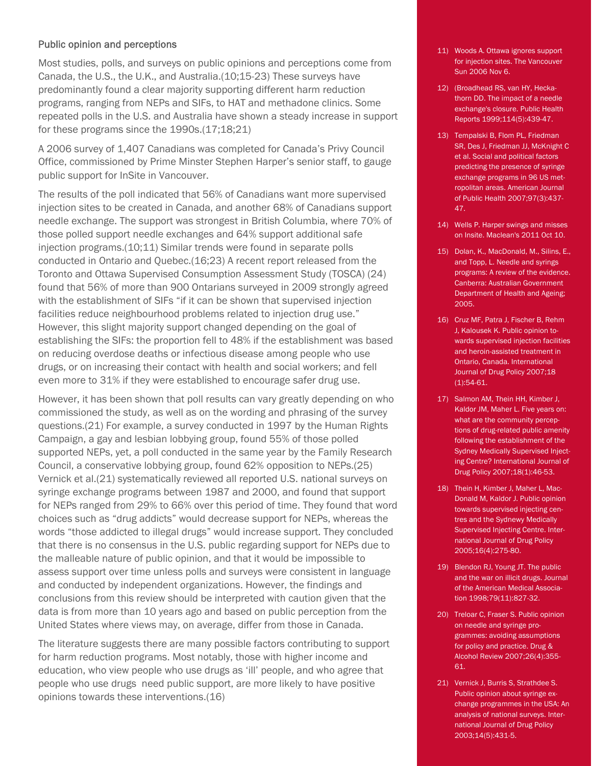### Public opinion and perceptions

Most studies, polls, and surveys on public opinions and perceptions come from Canada, the U.S., the U.K., and Australia.(10;15-23) These surveys have predominantly found a clear majority supporting different harm reduction programs, ranging from NEPs and SIFs, to HAT and methadone clinics. Some repeated polls in the U.S. and Australia have shown a steady increase in support for these programs since the 1990s.(17;18;21)

A 2006 survey of 1,407 Canadians was completed for Canada's Privy Council Office, commissioned by Prime Minster Stephen Harper's senior staff, to gauge public support for InSite in Vancouver.

The results of the poll indicated that 56% of Canadians want more supervised injection sites to be created in Canada, and another 68% of Canadians support needle exchange. The support was strongest in British Columbia, where 70% of those polled support needle exchanges and 64% support additional safe injection programs.(10;11) Similar trends were found in separate polls conducted in Ontario and Quebec.(16;23) A recent report released from the Toronto and Ottawa Supervised Consumption Assessment Study (TOSCA) (24) found that 56% of more than 900 Ontarians surveyed in 2009 strongly agreed with the establishment of SIFs "if it can be shown that supervised injection facilities reduce neighbourhood problems related to injection drug use." However, this slight majority support changed depending on the goal of establishing the SIFs: the proportion fell to 48% if the establishment was based on reducing overdose deaths or infectious disease among people who use drugs, or on increasing their contact with health and social workers; and fell even more to 31% if they were established to encourage safer drug use.

However, it has been shown that poll results can vary greatly depending on who commissioned the study, as well as on the wording and phrasing of the survey questions.(21) For example, a survey conducted in 1997 by the Human Rights Campaign, a gay and lesbian lobbying group, found 55% of those polled supported NEPs, yet, a poll conducted in the same year by the Family Research Council, a conservative lobbying group, found 62% opposition to NEPs.(25) Vernick et al.(21) systematically reviewed all reported U.S. national surveys on syringe exchange programs between 1987 and 2000, and found that support for NEPs ranged from 29% to 66% over this period of time. They found that word choices such as "drug addicts" would decrease support for NEPs, whereas the words "those addicted to illegal drugs" would increase support. They concluded that there is no consensus in the U.S. public regarding support for NEPs due to the malleable nature of public opinion, and that it would be impossible to assess support over time unless polls and surveys were consistent in language and conducted by independent organizations. However, the findings and conclusions from this review should be interpreted with caution given that the data is from more than 10 years ago and based on public perception from the United States where views may, on average, differ from those in Canada.

The literature suggests there are many possible factors contributing to support for harm reduction programs. Most notably, those with higher income and education, who view people who use drugs as 'ill' people, and who agree that people who use drugs need public support, are more likely to have positive opinions towards these interventions.(16)

11) Woods A. Ottawa ignores support for injection sites. The Vancouver Sun 2006 Nov 6.

12) (Broadhead RS, van HY, Heckathorn DD. The impact of a needle exchange's closure. Public Health Reports 1999;114(5):439-47.

13) Tempalski B, Flom PL, Friedman SR, Des J, Friedman JJ, McKnight C et al. Social and political factors predicting the presence of syringe exchange programs in 96 US metropolitan areas. American Journal of Public Health 2007;97(3):437-47.

14) Wells P. Harper swings and misses on Insite. Maclean's 2011 Oct 10.

15) Dolan, K., MacDonald, M., Silins, E., and Topp, L. Needle and syrings programs: A review of the evidence. Canberra: Australian Government Department of Health and Ageing; 2005.

16) Cruz MF, Patra J, Fischer B, Rehm J, Kalousek K. Public opinion towards supervised injection facilities and heroin-assisted treatment in Ontario, Canada. International Journal of Drug Policy 2007;18 (1):54-61.

17) Salmon AM, Thein HH, Kimber J, Kaldor JM, Maher L. Five years on: what are the community perceptions of drug-related public amenity following the establishment of the Sydney Medically Supervised Injecting Centre? International Journal of Drug Policy 2007;18(1):46-53.

18) Thein H, Kimber J, Maher L, MacDonald M, Kaldor J. Public opinion towards supervised injecting centres and the Sydnewy Medically Supervised Injecting Centre. International Journal of Drug Policy 2005;16(4):275-80.

19) Blendon RJ, Young JT. The public and the war on illicit drugs. Journal of the American Medical Association 1998;79(11):827-32.

20) Treloar C, Fraser S. Public opinion on needle and syringe programmes: avoiding assumptions for policy and practice. Drug & Alcohol Review 2007;26(4):355-61.

21) Vernick J, Burris S, Strathdee S. Public opinion about syringe exchange programmes in the USA: An analysis of national surveys. International Journal of Drug Policy 2003;14(5):431-5.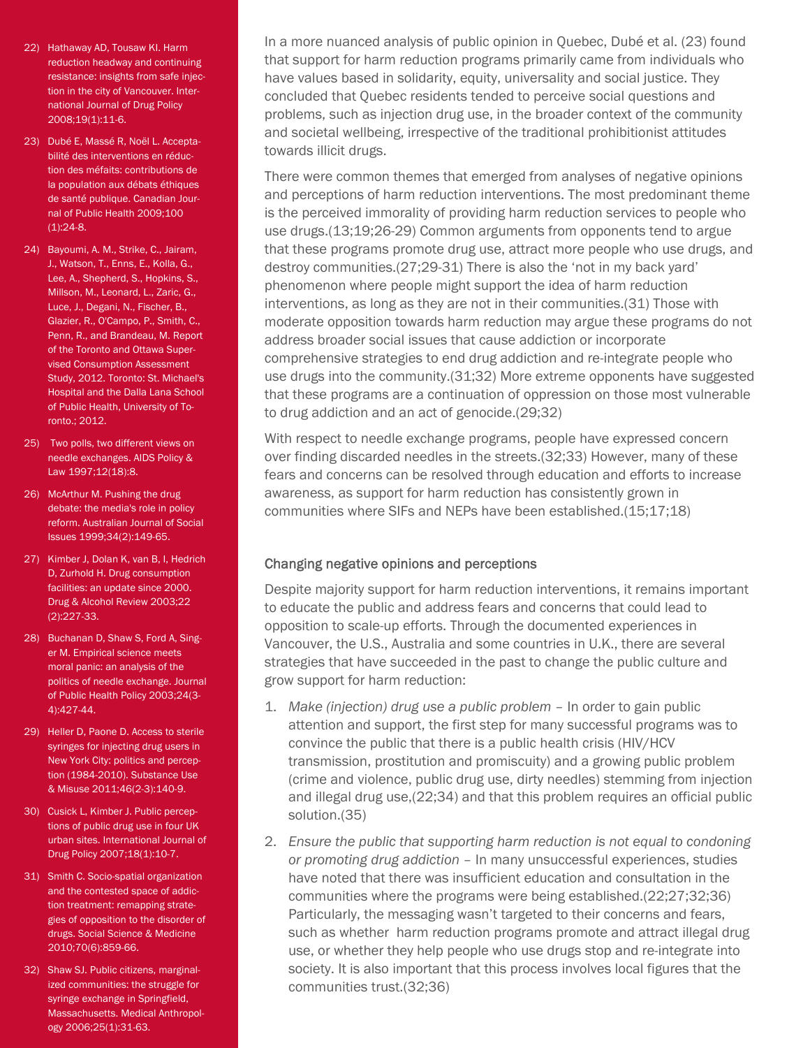In a more nuanced analysis of public opinion in Quebec, Dubé et al. (23) found that support for harm reduction programs primarily came from individuals who have values based in solidarity, equity, universality and social justice. They concluded that Quebec residents tended to perceive social questions and problems, such as injection drug use, in the broader context of the community and societal wellbeing, irrespective of the traditional prohibitionist attitudes towards illicit drugs.

There were common themes that emerged from analyses of negative opinions and perceptions of harm reduction interventions. The most predominant theme is the perceived immorality of providing harm reduction services to people who use drugs.(13;19;26-29) Common arguments from opponents tend to argue that these programs promote drug use, attract more people who use drugs, and destroy communities.(27;29-31) There is also the 'not in my back yard' phenomenon where people might support the idea of harm reduction interventions, as long as they are not in their communities.(31) Those with moderate opposition towards harm reduction may argue these programs do not address broader social issues that cause addiction or incorporate comprehensive strategies to end drug addiction and re-integrate people who use drugs into the community.(31;32) More extreme opponents have suggested that these programs are a continuation of oppression on those most vulnerable to drug addiction and an act of genocide.(29;32)

With respect to needle exchange programs, people have expressed concern over finding discarded needles in the streets.(32;33) However, many of these fears and concerns can be resolved through education and efforts to increase awareness, as support for harm reduction has consistently grown in communities where SIFs and NEPs have been established.(15;17;18)

### Changing negative opinions and perceptions

Despite majority support for harm reduction interventions, it remains important to educate the public and address fears and concerns that could lead to opposition to scale-up efforts. Through the documented experiences in Vancouver, the U.S., Australia and some countries in U.K., there are several strategies that have succeeded in the past to change the public culture and grow support for harm reduction:

1. *Make (injection) drug use a public problem* – In order to gain public attention and support, the first step for many successful programs was to convince the public that there is a public health crisis (HIV/HCV transmission, prostitution and promiscuity) and a growing public problem (crime and violence, public drug use, dirty needles) stemming from injection and illegal drug use,(22;34) and that this problem requires an official public solution.(35)
2. *Ensure the public that supporting harm reduction is not equal to condoning or promoting drug addiction* – In many unsuccessful experiences, studies have noted that there was insufficient education and consultation in the communities where the programs were being established.(22;27;32;36) Particularly, the messaging wasn't targeted to their concerns and fears, such as whether harm reduction programs promote and attract illegal drug use, or whether they help people who use drugs stop and re-integrate into society. It is also important that this process involves local figures that the communities trust.(32;36)

---

22) Hathaway AD, Tousaw KI. Harm reduction headway and continuing resistance: insights from safe injection in the city of Vancouver. International Journal of Drug Policy 2008;19(1):11-6.

23) Dubé E, Massé R, Noël L. Acceptabilité des interventions en réduction des méfaits: contributions de la population aux débats éthiques de santé publique. Canadian Journal of Public Health 2009;100 (1):24-8.

24) Bayoumi, A. M., Strike, C., Jairam, J., Watson, T., Enns, E., Kolla, G., Lee, A., Shepherd, S., Hopkins, S., Millson, M., Leonard, L., Zaric, G., Luce, J., Degani, N., Fischer, B., Glazier, R., O'Campo, P., Smith, C., Penn, R., and Brandeau, M. Report of the Toronto and Ottawa Supervised Consumption Assessment Study, 2012. Toronto: St. Michael's Hospital and the Dalla Lana School of Public Health, University of Toronto.; 2012.

25) Two polls, two different views on needle exchanges. AIDS Policy & Law 1997;12(18):8.

26) McArthur M. Pushing the drug debate: the media's role in policy reform. Australian Journal of Social Issues 1999;34(2):149-65.

27) Kimber J, Dolan K, van B, I, Hedrich D, Zurhold H. Drug consumption facilities: an update since 2000. Drug & Alcohol Review 2003;22 (2):227-33.

28) Buchanan D, Shaw S, Ford A, Singer M. Empirical science meets moral panic: an analysis of the politics of needle exchange. Journal of Public Health Policy 2003;24(3-4):427-44.

29) Heller D, Paone D. Access to sterile syringes for injecting drug users in New York City: politics and perception (1984-2010). Substance Use & Misuse 2011;46(2-3):140-9.

30) Cusick L, Kimber J. Public perceptions of public drug use in four UK urban sites. International Journal of Drug Policy 2007;18(1):10-7.

31) Smith C. Socio-spatial organization and the contested space of addiction treatment: remapping strategies of opposition to the disorder of drugs. Social Science & Medicine 2010;70(6):859-66.

32) Shaw SJ. Public citizens, marginalized communities: the struggle for syringe exchange in Springfield, Massachusetts. Medical Anthropology 2006;25(1):31-63.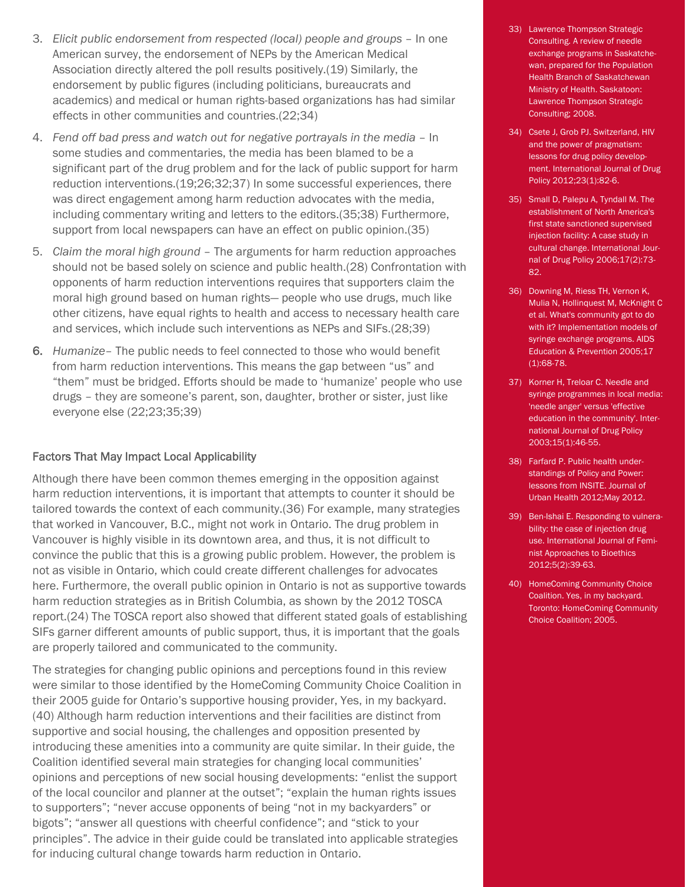3. *Elicit public endorsement from respected (local) people and groups* – In one American survey, the endorsement of NEPs by the American Medical Association directly altered the poll results positively.(19) Similarly, the endorsement by public figures (including politicians, bureaucrats and academics) and medical or human rights-based organizations has had similar effects in other communities and countries.(22;34)

4. *Fend off bad press and watch out for negative portrayals in the media* – In some studies and commentaries, the media has been blamed to be a significant part of the drug problem and for the lack of public support for harm reduction interventions.(19;26;32;37) In some successful experiences, there was direct engagement among harm reduction advocates with the media, including commentary writing and letters to the editors.(35;38) Furthermore, support from local newspapers can have an effect on public opinion.(35)

5. *Claim the moral high ground* – The arguments for harm reduction approaches should not be based solely on science and public health.(28) Confrontation with opponents of harm reduction interventions requires that supporters claim the moral high ground based on human rights— people who use drugs, much like other citizens, have equal rights to health and access to necessary health care and services, which include such interventions as NEPs and SIFs.(28;39)

6. *Humanize*– The public needs to feel connected to those who would benefit from harm reduction interventions. This means the gap between "us" and "them" must be bridged. Efforts should be made to 'humanize' people who use drugs – they are someone's parent, son, daughter, brother or sister, just like everyone else (22;23;35;39)

### Factors That May Impact Local Applicability

Although there have been common themes emerging in the opposition against harm reduction interventions, it is important that attempts to counter it should be tailored towards the context of each community.(36) For example, many strategies that worked in Vancouver, B.C., might not work in Ontario. The drug problem in Vancouver is highly visible in its downtown area, and thus, it is not difficult to convince the public that this is a growing public problem. However, the problem is not as visible in Ontario, which could create different challenges for advocates here. Furthermore, the overall public opinion in Ontario is not as supportive towards harm reduction strategies as in British Columbia, as shown by the 2012 TOSCA report.(24) The TOSCA report also showed that different stated goals of establishing SIFs garner different amounts of public support, thus, it is important that the goals are properly tailored and communicated to the community.

The strategies for changing public opinions and perceptions found in this review were similar to those identified by the HomeComing Community Choice Coalition in their 2005 guide for Ontario's supportive housing provider, Yes, in my backyard.(40) Although harm reduction interventions and their facilities are distinct from supportive and social housing, the challenges and opposition presented by introducing these amenities into a community are quite similar. In their guide, the Coalition identified several main strategies for changing local communities' opinions and perceptions of new social housing developments: "enlist the support of the local councilor and planner at the outset"; "explain the human rights issues to supporters"; "never accuse opponents of being "not in my backyarders" or bigots"; "answer all questions with cheerful confidence"; and "stick to your principles". The advice in their guide could be translated into applicable strategies for inducing cultural change towards harm reduction in Ontario.

33) Lawrence Thompson Strategic Consulting. A review of needle exchange programs in Saskatchewan, prepared for the Population Health Branch of Saskatchewan Ministry of Health. Saskatoon: Lawrence Thompson Strategic Consulting; 2008.

34) Csete J, Grob PJ. Switzerland, HIV and the power of pragmatism: lessons for drug policy development. International Journal of Drug Policy 2012;23(1):82-6.

35) Small D, Palepu A, Tyndall M. The establishment of North America's first state sanctioned supervised injection facility: A case study in cultural change. International Journal of Drug Policy 2006;17(2):73-82.

36) Downing M, Riess TH, Vernon K, Mulia N, Hollinquest M, McKnight C et al. What's community got to do with it? Implementation models of syringe exchange programs. AIDS Education & Prevention 2005;17 (1):68-78.

37) Korner H, Treloar C. Needle and syringe programmes in local media: 'needle anger' versus 'effective education in the community'. International Journal of Drug Policy 2003;15(1):46-55.

38) Farfard P. Public health understandings of Policy and Power: lessons from INSITE. Journal of Urban Health 2012;May 2012.

39) Ben-Ishai E. Responding to vulnerability: the case of injection drug use. International Journal of Feminist Approaches to Bioethics 2012;5(2):39-63.

40) HomeComing Community Choice Coalition. Yes, in my backyard. Toronto: HomeComing Community Choice Coalition; 2005.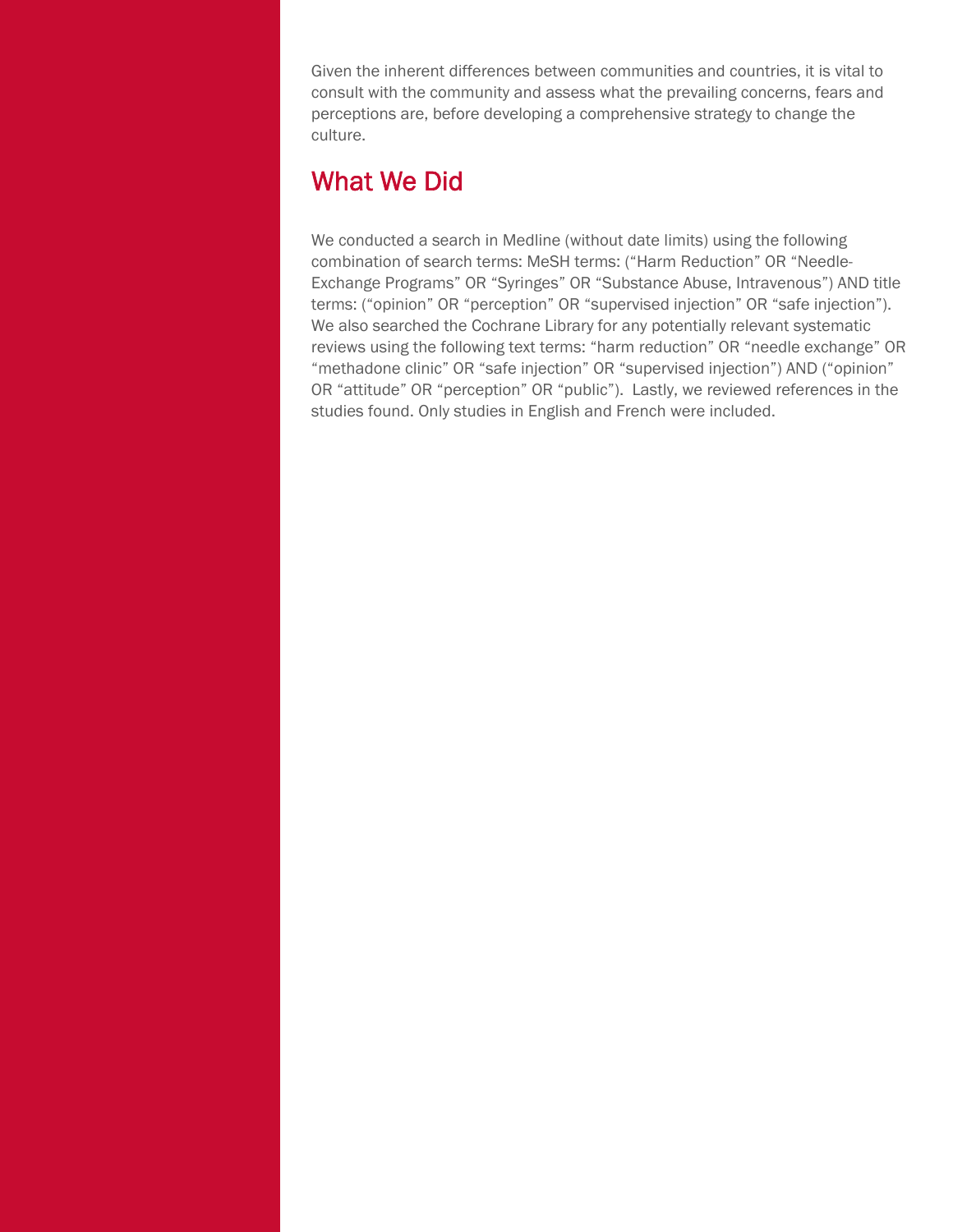Given the inherent differences between communities and countries, it is vital to consult with the community and assess what the prevailing concerns, fears and perceptions are, before developing a comprehensive strategy to change the culture.

## What We Did

We conducted a search in Medline (without date limits) using the following combination of search terms: MeSH terms: ("Harm Reduction" OR "Needle-Exchange Programs" OR "Syringes" OR "Substance Abuse, Intravenous") AND title terms: ("opinion" OR "perception" OR "supervised injection" OR "safe injection"). We also searched the Cochrane Library for any potentially relevant systematic reviews using the following text terms: "harm reduction" OR "needle exchange" OR "methadone clinic" OR "safe injection" OR "supervised injection") AND ("opinion" OR "attitude" OR "perception" OR "public"). Lastly, we reviewed references in the studies found. Only studies in English and French were included.